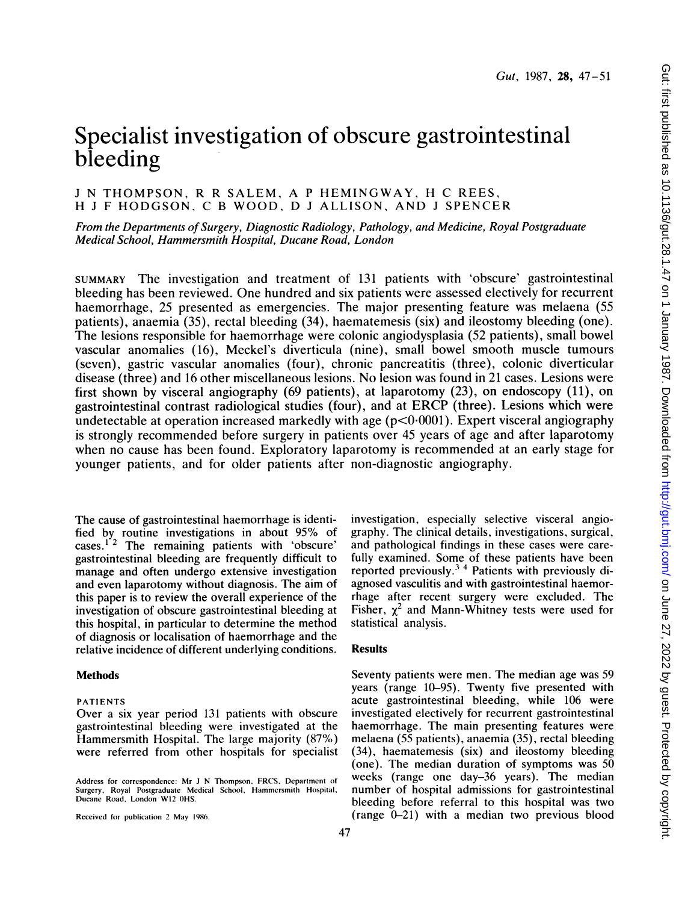# Specialist investigation of obscure gastrointestinal bleeding

J N THOMPSON, R R SALEM, A P HEMINGWAY, H C REES, H J F HODGSON, C B WOOD, D J ALLISON, AND J SPENCER

*From the Departments of Surgery, Diagnostic Radiology, Pathology, and Medicine, Royal Postgraduate Medical School, Hammersmith Hospital, Ducane Road, London*

SUMMARY The investigation and treatment of 131 patients with 'obscure' gastrointestinal bleeding has been reviewed. One hundred and six patients were assessed electively for recurrent haemorrhage, 25 presented as emergencies. The major presenting feature was melaena (55 patients), anaemia (35), rectal bleeding (34), haematemesis (six) and ileostomy bleeding (one). The lesions responsible for haemorrhage were colonic angiodysplasia (52 patients), small bowel vascular anomalies (16), Meckel's diverticula (nine), small bowel smooth muscle tumours (seven), gastric vascular anomalies (four), chronic pancreatitis (three), colonic diverticular disease (three) and 16 other miscellaneous lesions. No lesion was found in 21 cases. Lesions were first shown by visceral angiography (69 patients), at laparotomy (23), on endoscopy (11), on gastrointestinal contrast radiological studies (four), and at ERCP (three). Lesions which were undetectable at operation increased markedly with age ($p<0.0001$). Expert visceral angiography is strongly recommended before surgery in patients over 45 years of age and after laparotomy when no cause has been found. Exploratory laparotomy is recommended at an early stage for younger patients, and for older patients after non-diagnostic angiography.

The cause of gastrointestinal haemorrhage is identified by routine investigations in about 95% of cases.[1,2] The remaining patients with 'obscure' gastrointestinal bleeding are frequently difficult to manage and often undergo extensive investigation and even laparotomy without diagnosis. The aim of this paper is to review the overall experience of the investigation of obscure gastrointestinal bleeding at this hospital, in particular to determine the method of diagnosis or localisation of haemorrhage and the relative incidence of different underlying conditions.

## Methods

### PATIENTS

Over a six year period 131 patients with obscure gastrointestinal bleeding were investigated at the Hammersmith Hospital. The large majority (87%) were referred from other hospitals for specialist investigation, especially selective visceral angiography. The clinical details, investigations, surgical, and pathological findings in these cases were carefully examined. Some of these patients have been reported previously.[3,4] Patients with previously diagnosed vasculitis and with gastrointestinal haemorrhage after recent surgery were excluded. The Fisher, $\chi^2$ and Mann-Whitney tests were used for statistical analysis.

## Results

Seventy patients were men. The median age was 59 years (range 10–95). Twenty five presented with acute gastrointestinal bleeding, while 106 were investigated electively for recurrent gastrointestinal haemorrhage. The main presenting features were melaena (55 patients), anaemia (35), rectal bleeding (34), haematemesis (six) and ileostomy bleeding (one). The median duration of symptoms was 50 weeks (range one day–36 years). The median number of hospital admissions for gastrointestinal bleeding before referral to this hospital was two (range 0–21) with a median two previous blood

Address for correspondence: Mr J N Thompson, FRCS, Department of Surgery, Royal Postgraduate Medical School, Hammersmith Hospital, Ducane Road, London W12 0HS.

Received for publication 2 May 1986.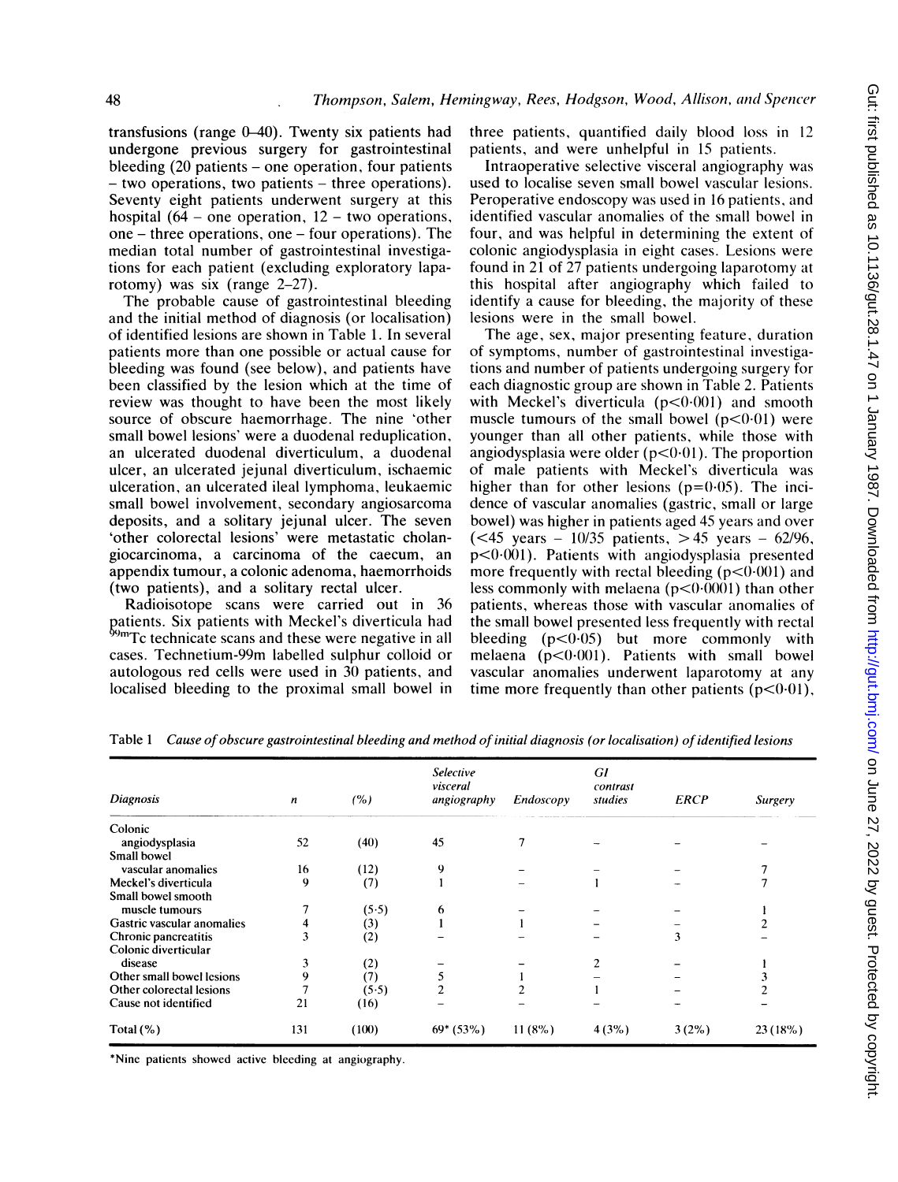transfusions (range 0–40). Twenty six patients had undergone previous surgery for gastrointestinal bleeding (20 patients – one operation, four patients – two operations, two patients – three operations). Seventy eight patients underwent surgery at this hospital (64 – one operation, 12 – two operations, one – three operations, one – four operations). The median total number of gastrointestinal investigations for each patient (excluding exploratory laparotomy) was six (range 2–27).

The probable cause of gastrointestinal bleeding and the initial method of diagnosis (or localisation) of identified lesions are shown in Table 1. In several patients more than one possible or actual cause for bleeding was found (see below), and patients have been classified by the lesion which at the time of review was thought to have been the most likely source of obscure haemorrhage. The nine 'other small bowel lesions' were a duodenal reduplication, an ulcerated duodenal diverticulum, a duodenal ulcer, an ulcerated jejunal diverticulum, ischaemic ulceration, an ulcerated ileal lymphoma, leukaemic small bowel involvement, secondary angiosarcoma deposits, and a solitary jejunal ulcer. The seven 'other colorectal lesions' were metastatic cholangiocarcinoma, a carcinoma of the caecum, an appendix tumour, a colonic adenoma, haemorrhoids (two patients), and a solitary rectal ulcer.

Radioisotope scans were carried out in 36 patients. Six patients with Meckel's diverticula had $^{99m}$Tc technicate scans and these were negative in all cases. Technetium-99m labelled sulphur colloid or autologous red cells were used in 30 patients, and localised bleeding to the proximal small bowel in three patients, quantified daily blood loss in 12 patients, and were unhelpful in 15 patients.

Intraoperative selective visceral angiography was used to localise seven small bowel vascular lesions. Peroperative endoscopy was used in 16 patients, and identified vascular anomalies of the small bowel in four, and was helpful in determining the extent of colonic angiodysplasia in eight cases. Lesions were found in 21 of 27 patients undergoing laparotomy at this hospital after angiography which failed to identify a cause for bleeding, the majority of these lesions were in the small bowel.

The age, sex, major presenting feature, duration of symptoms, number of gastrointestinal investigations and number of patients undergoing surgery for each diagnostic group are shown in Table 2. Patients with Meckel's diverticula ($p<0.001$) and smooth muscle tumours of the small bowel ($p<0.01$) were younger than all other patients, while those with angiodysplasia were older ($p<0.01$). The proportion of male patients with Meckel's diverticula was higher than for other lesions ($p=0.05$). The incidence of vascular anomalies (gastric, small or large bowel) was higher in patients aged 45 years and over (<45 years – 10/35 patients, >45 years – 62/96, $p<0.001$). Patients with angiodysplasia presented more frequently with rectal bleeding ($p<0.001$) and less commonly with melaena ($p<0.0001$) than other patients, whereas those with vascular anomalies of the small bowel presented less frequently with rectal bleeding ($p<0.05$) but more commonly with melaena ($p<0.001$). Patients with small bowel vascular anomalies underwent laparotomy at any time more frequently than other patients ($p<0.01$),

Table 1 *Cause of obscure gastrointestinal bleeding and method of initial diagnosis (or localisation) of identified lesions*

| Diagnosis | n | (%) | Selective visceral angiography | Endoscopy | GI contrast studies | ERCP | Surgery |
|---|---|---|---|---|---|---|---|
| Colonic angiodysplasia | 52 | (40) | 45 | 7 | – | – | – |
| Small bowel vascular anomalies | 16 | (12) | 9 | – | – | – | 7 |
| Meckel's diverticula | 9 | (7) | 1 | – | 1 | – | 7 |
| Small bowel smooth muscle tumours | 7 | (5·5) | 6 | – | – | – | 1 |
| Gastric vascular anomalies | 4 | (3) | 1 | 1 | – | – | 2 |
| Chronic pancreatitis | 3 | (2) | – | – | – | 3 | – |
| Colonic diverticular disease | 3 | (2) | – | – | 2 | – | 1 |
| Other small bowel lesions | 9 | (7) | 5 | 1 | – | – | 3 |
| Other colorectal lesions | 7 | (5·5) | 2 | 2 | 1 | – | 2 |
| Cause not identified | 21 | (16) | – | – | – | – | – |
| Total (%) | 131 | (100) | 69* (53%) | 11 (8%) | 4 (3%) | 3 (2%) | 23 (18%) |

*Nine patients showed active bleeding at angiography.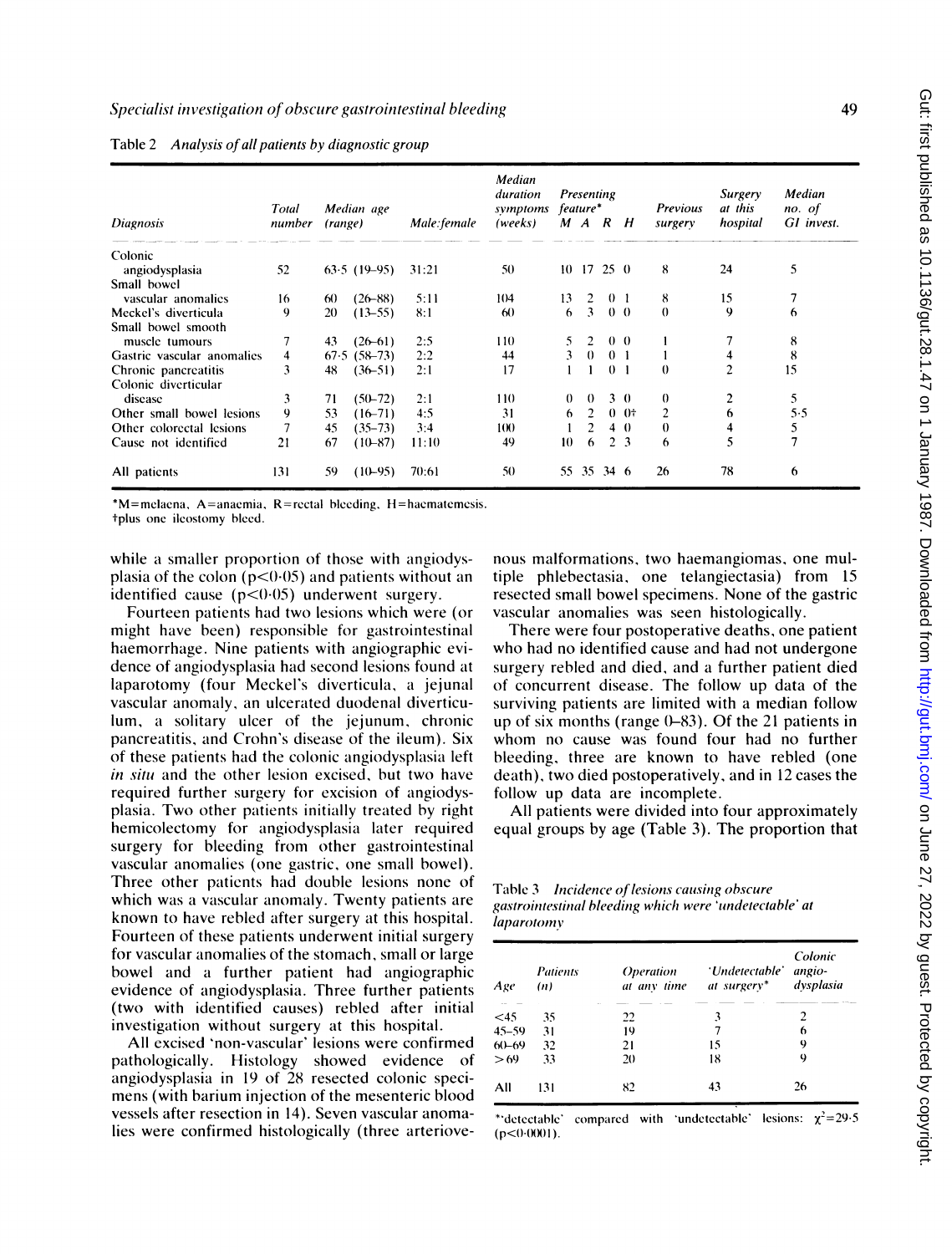Table 2 *Analysis of all patients by diagnostic group*

| Diagnosis | Total number | Median age (range) | Male:female | Median duration symptoms (weeks) | Presenting feature* M | A | R | H | Previous surgery | Surgery at this hospital | Median no. of GI invest. |
|---|---|---|---|---|---|---|---|---|---|---|---|
| Colonic angiodysplasia | 52 | 63·5 (19–95) | 31:21 | 50 | 10 | 17 | 25 | 0 | 8 | 24 | 5 |
| Small bowel vascular anomalies | 16 | 60 (26–88) | 5:11 | 104 | 13 | 2 | 0 | 1 | 8 | 15 | 7 |
| Meckel's diverticula | 9 | 20 (13–55) | 8:1 | 60 | 6 | 3 | 0 | 0 | 0 | 9 | 6 |
| Small bowel smooth muscle tumours | 7 | 43 (26–61) | 2:5 | 110 | 5 | 2 | 0 | 0 | 1 | 7 | 8 |
| Gastric vascular anomalies | 4 | 67·5 (58–73) | 2:2 | 44 | 3 | 0 | 0 | 1 | 1 | 4 | 8 |
| Chronic pancreatitis | 3 | 48 (36–51) | 2:1 | 17 | 1 | 1 | 0 | 1 | 0 | 2 | 15 |
| Colonic diverticular disease | 3 | 71 (50–72) | 2:1 | 110 | 0 | 0 | 3 | 0 | 0 | 2 | 5 |
| Other small bowel lesions | 9 | 53 (16–71) | 4:5 | 31 | 6 | 2 | 0 | 0† | 2 | 6 | 5·5 |
| Other colorectal lesions | 7 | 45 (35–73) | 3:4 | 100 | 1 | 2 | 4 | 0 | 0 | 4 | 5 |
| Cause not identified | 21 | 67 (10–87) | 11:10 | 49 | 10 | 6 | 2 | 3 | 6 | 5 | 7 |
| All patients | 131 | 59 (10–95) | 70:61 | 50 | 55 | 35 | 34 | 6 | 26 | 78 | 6 |

*M=melaena, A=anaemia, R=rectal bleeding, H=haematemesis.
†plus one ileostomy bleed.

while a smaller proportion of those with angiodysplasia of the colon ($p<0{\cdot}05$) and patients without an identified cause ($p<0{\cdot}05$) underwent surgery.

Fourteen patients had two lesions which were (or might have been) responsible for gastrointestinal haemorrhage. Nine patients with angiographic evidence of angiodysplasia had second lesions found at laparotomy (four Meckel's diverticula, a jejunal vascular anomaly, an ulcerated duodenal diverticulum, a solitary ulcer of the jejunum, chronic pancreatitis, and Crohn's disease of the ileum). Six of these patients had the colonic angiodysplasia left *in situ* and the other lesion excised, but two have required further surgery for excision of angiodysplasia. Two other patients initially treated by right hemicolectomy for angiodysplasia later required surgery for bleeding from other gastrointestinal vascular anomalies (one gastric, one small bowel). Three other patients had double lesions none of which was a vascular anomaly. Twenty patients are known to have rebled after surgery at this hospital. Fourteen of these patients underwent initial surgery for vascular anomalies of the stomach, small or large bowel and a further patient had angiographic evidence of angiodysplasia. Three further patients (two with identified causes) rebled after initial investigation without surgery at this hospital.

All excised 'non-vascular' lesions were confirmed pathologically. Histology showed evidence of angiodysplasia in 19 of 28 resected colonic specimens (with barium injection of the mesenteric blood vessels after resection in 14). Seven vascular anomalies were confirmed histologically (three arteriovenous malformations, two haemangiomas, one multiple phlebectasia, one telangiectasia) from 15 resected small bowel specimens. None of the gastric vascular anomalies was seen histologically.

There were four postoperative deaths, one patient who had no identified cause and had not undergone surgery rebled and died, and a further patient died of concurrent disease. The follow up data of the surviving patients are limited with a median follow up of six months (range 0–83). Of the 21 patients in whom no cause was found four had no further bleeding, three are known to have rebled (one death), two died postoperatively, and in 12 cases the follow up data are incomplete.

All patients were divided into four approximately equal groups by age (Table 3). The proportion that

Table 3 *Incidence of lesions causing obscure gastrointestinal bleeding which were 'undetectable' at laparotomy*

| Age | Patients (n) | Operation at any time | 'Undetectable' at surgery* | Colonic angio-dysplasia |
|---|---|---|---|---|
| <45 | 35 | 22 | 3 | 2 |
| 45–59 | 31 | 19 | 7 | 6 |
| 60–69 | 32 | 21 | 15 | 9 |
| >69 | 33 | 20 | 18 | 9 |
| All | 131 | 82 | 43 | 26 |

*'detectable' compared with 'undetectable' lesions: $\chi^2=29{\cdot}5$ ($p<0{\cdot}0001$).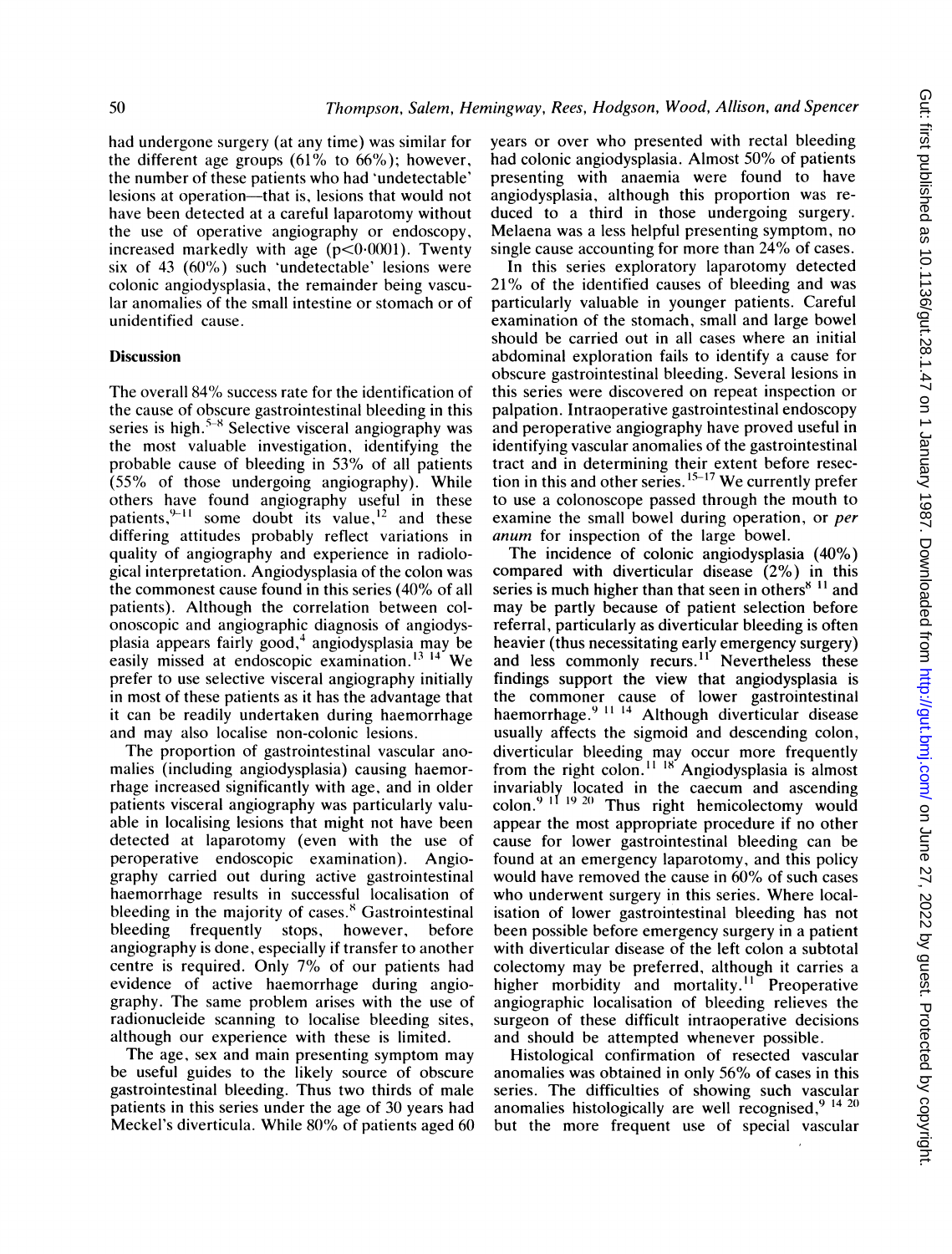had undergone surgery (at any time) was similar for the different age groups (61% to 66%); however, the number of these patients who had 'undetectable' lesions at operation—that is, lesions that would not have been detected at a careful laparotomy without the use of operative angiography or endoscopy, increased markedly with age ($p<0.0001$). Twenty six of 43 (60%) such 'undetectable' lesions were colonic angiodysplasia, the remainder being vascular anomalies of the small intestine or stomach or of unidentified cause.

## Discussion

The overall 84% success rate for the identification of the cause of obscure gastrointestinal bleeding in this series is high.[5–8] Selective visceral angiography was the most valuable investigation, identifying the probable cause of bleeding in 53% of all patients (55% of those undergoing angiography). While others have found angiography useful in these patients,[9–11] some doubt its value,[12] and these differing attitudes probably reflect variations in quality of angiography and experience in radiological interpretation. Angiodysplasia of the colon was the commonest cause found in this series (40% of all patients). Although the correlation between colonoscopic and angiographic diagnosis of angiodysplasia appears fairly good,[4] angiodysplasia may be easily missed at endoscopic examination.[13 14] We prefer to use selective visceral angiography initially in most of these patients as it has the advantage that it can be readily undertaken during haemorrhage and may also localise non-colonic lesions.

The proportion of gastrointestinal vascular anomalies (including angiodysplasia) causing haemorrhage increased significantly with age, and in older patients visceral angiography was particularly valuable in localising lesions that might not have been detected at laparotomy (even with the use of peroperative endoscopic examination). Angiography carried out during active gastrointestinal haemorrhage results in successful localisation of bleeding in the majority of cases.[8] Gastrointestinal bleeding frequently stops, however, before angiography is done, especially if transfer to another centre is required. Only 7% of our patients had evidence of active haemorrhage during angiography. The same problem arises with the use of radionucleide scanning to localise bleeding sites, although our experience with these is limited.

The age, sex and main presenting symptom may be useful guides to the likely source of obscure gastrointestinal bleeding. Thus two thirds of male patients in this series under the age of 30 years had Meckel's diverticula. While 80% of patients aged 60 years or over who presented with rectal bleeding had colonic angiodysplasia. Almost 50% of patients presenting with anaemia were found to have angiodysplasia, although this proportion was reduced to a third in those undergoing surgery. Melaena was a less helpful presenting symptom, no single cause accounting for more than 24% of cases.

In this series exploratory laparotomy detected 21% of the identified causes of bleeding and was particularly valuable in younger patients. Careful examination of the stomach, small and large bowel should be carried out in all cases where an initial abdominal exploration fails to identify a cause for obscure gastrointestinal bleeding. Several lesions in this series were discovered on repeat inspection or palpation. Intraoperative gastrointestinal endoscopy and peroperative angiography have proved useful in identifying vascular anomalies of the gastrointestinal tract and in determining their extent before resection in this and other series.[15–17] We currently prefer to use a colonoscope passed through the mouth to examine the small bowel during operation, or *per anum* for inspection of the large bowel.

The incidence of colonic angiodysplasia (40%) compared with diverticular disease (2%) in this series is much higher than that seen in others[8 11] and may be partly because of patient selection before referral, particularly as diverticular bleeding is often heavier (thus necessitating early emergency surgery) and less commonly recurs.[11] Nevertheless these findings support the view that angiodysplasia is the commoner cause of lower gastrointestinal haemorrhage.[9 11 14] Although diverticular disease usually affects the sigmoid and descending colon, diverticular bleeding may occur more frequently from the right colon.[11 18] Angiodysplasia is almost invariably located in the caecum and ascending colon.[9 11 19 20] Thus right hemicolectomy would appear the most appropriate procedure if no other cause for lower gastrointestinal bleeding can be found at an emergency laparotomy, and this policy would have removed the cause in 60% of such cases who underwent surgery in this series. Where localisation of lower gastrointestinal bleeding has not been possible before emergency surgery in a patient with diverticular disease of the left colon a subtotal colectomy may be preferred, although it carries a higher morbidity and mortality.[11] Preoperative angiographic localisation of bleeding relieves the surgeon of these difficult intraoperative decisions and should be attempted whenever possible.

Histological confirmation of resected vascular anomalies was obtained in only 56% of cases in this series. The difficulties of showing such vascular anomalies histologically are well recognised,[9 14 20] but the more frequent use of special vascular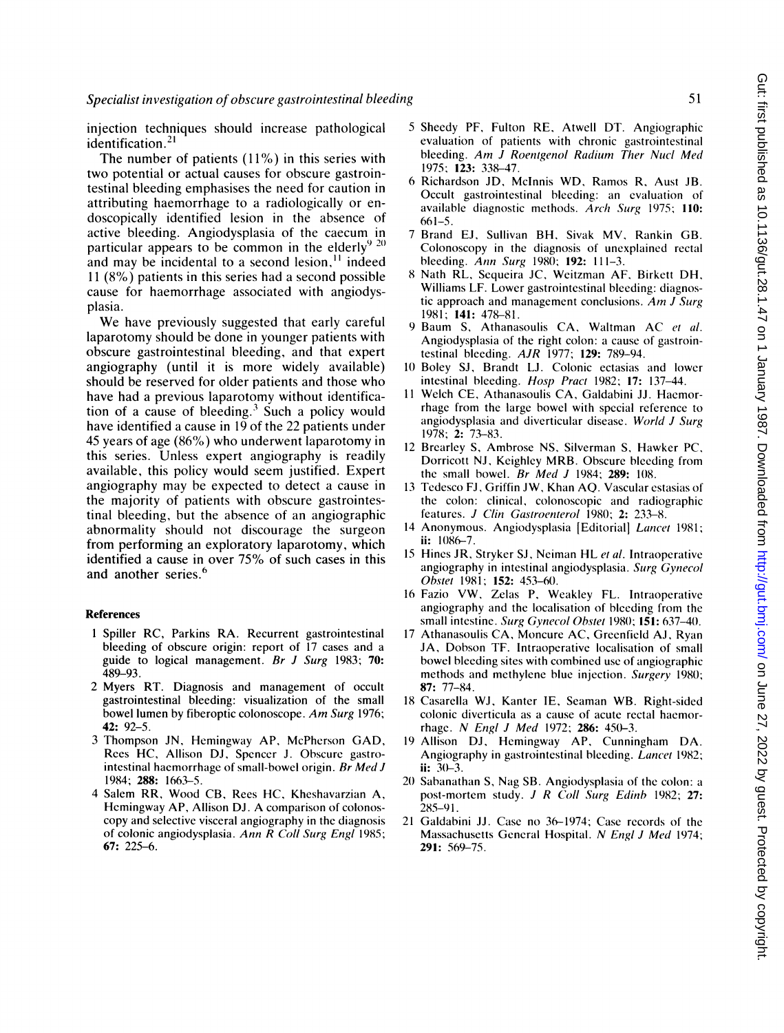injection techniques should increase pathological identification.[21]

The number of patients (11%) in this series with two potential or actual causes for obscure gastrointestinal bleeding emphasises the need for caution in attributing haemorrhage to a radiologically or endoscopically identified lesion in the absence of active bleeding. Angiodysplasia of the caecum in particular appears to be common in the elderly[9 20] and may be incidental to a second lesion,[11] indeed 11 (8%) patients in this series had a second possible cause for haemorrhage associated with angiodysplasia.

We have previously suggested that early careful laparotomy should be done in younger patients with obscure gastrointestinal bleeding, and that expert angiography (until it is more widely available) should be reserved for older patients and those who have had a previous laparotomy without identification of a cause of bleeding.[3] Such a policy would have identified a cause in 19 of the 22 patients under 45 years of age (86%) who underwent laparotomy in this series. Unless expert angiography is readily available, this policy would seem justified. Expert angiography may be expected to detect a cause in the majority of patients with obscure gastrointestinal bleeding, but the absence of an angiographic abnormality should not discourage the surgeon from performing an exploratory laparotomy, which identified a cause in over 75% of such cases in this and another series.[6]

## References

1. Spiller RC, Parkins RA. Recurrent gastrointestinal bleeding of obscure origin: report of 17 cases and a guide to logical management. *Br J Surg* 1983; **70:** 489–93.
2. Myers RT. Diagnosis and management of occult gastrointestinal bleeding: visualization of the small bowel lumen by fiberoptic colonoscope. *Am Surg* 1976; **42:** 92–5.
3. Thompson JN, Hemingway AP, McPherson GAD, Rees HC, Allison DJ, Spencer J. Obscure gastrointestinal haemorrhage of small-bowel origin. *Br Med J* 1984; **288:** 1663–5.
4. Salem RR, Wood CB, Rees HC, Kheshavarzian A, Hemingway AP, Allison DJ. A comparison of colonoscopy and selective visceral angiography in the diagnosis of colonic angiodysplasia. *Ann R Coll Surg Engl* 1985; **67:** 225–6.
5. Sheedy PF, Fulton RE, Atwell DT. Angiographic evaluation of patients with chronic gastrointestinal bleeding. *Am J Roentgenol Radium Ther Nucl Med* 1975; **123:** 338–47.
6. Richardson JD, McInnis WD, Ramos R, Aust JB. Occult gastrointestinal bleeding: an evaluation of available diagnostic methods. *Arch Surg* 1975; **110:** 661–5.
7. Brand EJ, Sullivan BH, Sivak MV, Rankin GB. Colonoscopy in the diagnosis of unexplained rectal bleeding. *Ann Surg* 1980; **192:** 111–3.
8. Nath RL, Sequeira JC, Weitzman AF, Birkett DH, Williams LF. Lower gastrointestinal bleeding: diagnostic approach and management conclusions. *Am J Surg* 1981; **141:** 478–81.
9. Baum S, Athanasoulis CA, Waltman AC *et al.* Angiodysplasia of the right colon: a cause of gastrointestinal bleeding. *AJR* 1977; **129:** 789–94.
10. Boley SJ, Brandt LJ. Colonic ectasias and lower intestinal bleeding. *Hosp Pract* 1982; **17:** 137–44.
11. Welch CE, Athanasoulis CA, Galdabini JJ. Haemorrhage from the large bowel with special reference to angiodysplasia and diverticular disease. *World J Surg* 1978; **2:** 73–83.
12. Brearley S, Ambrose NS, Silverman S, Hawker PC, Dorricott NJ, Keighley MRB. Obscure bleeding from the small bowel. *Br Med J* 1984; **289:** 108.
13. Tedesco FJ, Griffin JW, Khan AQ. Vascular estasias of the colon: clinical, colonoscopic and radiographic features. *J Clin Gastroenterol* 1980; **2:** 233–8.
14. Anonymous. Angiodysplasia [Editorial] *Lancet* 1981; **ii:** 1086–7.
15. Hines JR, Stryker SJ, Neiman HL *et al.* Intraoperative angiography in intestinal angiodysplasia. *Surg Gynecol Obstet* 1981; **152:** 453–60.
16. Fazio VW, Zelas P, Weakley FL. Intraoperative angiography and the localisation of bleeding from the small intestine. *Surg Gynecol Obstet* 1980; **151:** 637–40.
17. Athanasoulis CA, Moncure AC, Greenfield AJ, Ryan JA, Dobson TF. Intraoperative localisation of small bowel bleeding sites with combined use of angiographic methods and methylene blue injection. *Surgery* 1980; **87:** 77–84.
18. Casarella WJ, Kanter IE, Seaman WB. Right-sided colonic diverticula as a cause of acute rectal haemorrhage. *N Engl J Med* 1972; **286:** 450–3.
19. Allison DJ, Hemingway AP, Cunningham DA. Angiography in gastrointestinal bleeding. *Lancet* 1982; **ii:** 30–3.
20. Sabanathan S, Nag SB. Angiodysplasia of the colon: a post-mortem study. *J R Coll Surg Edinb* 1982; **27:** 285–91.
21. Galdabini JJ. Case no 36–1974; Case records of the Massachusetts General Hospital. *N Engl J Med* 1974; **291:** 569–75.